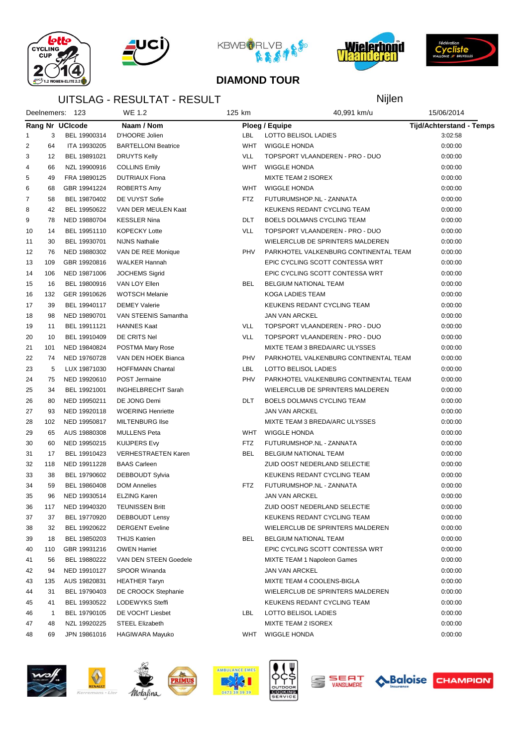## DIAMOND TOUR

## UITSLAG - RESULTAT - RESULT

Nijlen

Deelnemers: 123 | WE 1.2 | 125 km | 40,991 km/u | 15/06/2014

| Rang | Nr | UCIcode | Naam / Nom | Ploeg / Equipe | | Tijd/Achterstand - Temps |
|---|---|---|---|---|---|---|
| 1 | 3 | BEL 19900314 | D'HOORE Jolien | LBL | LOTTO BELISOL LADIES | 3:02:58 |
| 2 | 64 | ITA 19930205 | BARTELLONI Beatrice | WHT | WIGGLE HONDA | 0:00:00 |
| 3 | 12 | BEL 19891021 | DRUYTS Kelly | VLL | TOPSPORT VLAANDEREN - PRO - DUO | 0:00:00 |
| 4 | 66 | NZL 19900916 | COLLINS Emily | WHT | WIGGLE HONDA | 0:00:00 |
| 5 | 49 | FRA 19890125 | DUTRIAUX Fiona | | MIXTE TEAM 2 ISOREX | 0:00:00 |
| 6 | 68 | GBR 19941224 | ROBERTS Amy | WHT | WIGGLE HONDA | 0:00:00 |
| 7 | 58 | BEL 19870402 | DE VUYST Sofie | FTZ | FUTURUMSHOP.NL - ZANNATA | 0:00:00 |
| 8 | 42 | BEL 19950622 | VAN DER MEULEN Kaat | | KEUKENS REDANT CYCLING TEAM | 0:00:00 |
| 9 | 78 | NED 19880704 | KESSLER Nina | DLT | BOELS DOLMANS CYCLING TEAM | 0:00:00 |
| 10 | 14 | BEL 19951110 | KOPECKY Lotte | VLL | TOPSPORT VLAANDEREN - PRO - DUO | 0:00:00 |
| 11 | 30 | BEL 19930701 | NIJNS Nathalie | | WIELERCLUB DE SPRINTERS MALDEREN | 0:00:00 |
| 12 | 76 | NED 19880302 | VAN DE REE Monique | PHV | PARKHOTEL VALKENBURG CONTINENTAL TEAM | 0:00:00 |
| 13 | 109 | GBR 19920816 | WALKER Hannah | | EPIC CYCLING SCOTT CONTESSA WRT | 0:00:00 |
| 14 | 106 | NED 19871006 | JOCHEMS Sigrid | | EPIC CYCLING SCOTT CONTESSA WRT | 0:00:00 |
| 15 | 16 | BEL 19800916 | VAN LOY Ellen | BEL | BELGIUM NATIONAL TEAM | 0:00:00 |
| 16 | 132 | GER 19910626 | WOTSCH Melanie | | KOGA LADIES TEAM | 0:00:00 |
| 17 | 39 | BEL 19940117 | DEMEY Valerie | | KEUKENS REDANT CYCLING TEAM | 0:00:00 |
| 18 | 98 | NED 19890701 | VAN STEENIS Samantha | | JAN VAN ARCKEL | 0:00:00 |
| 19 | 11 | BEL 19911121 | HANNES Kaat | VLL | TOPSPORT VLAANDEREN - PRO - DUO | 0:00:00 |
| 20 | 10 | BEL 19910409 | DE CRITS Nel | VLL | TOPSPORT VLAANDEREN - PRO - DUO | 0:00:00 |
| 21 | 101 | NED 19840824 | POSTMA Mary Rose | | MIXTE TEAM 3 BREDA/ARC ULYSSES | 0:00:00 |
| 22 | 74 | NED 19760728 | VAN DEN HOEK Bianca | PHV | PARKHOTEL VALKENBURG CONTINENTAL TEAM | 0:00:00 |
| 23 | 5 | LUX 19871030 | HOFFMANN Chantal | LBL | LOTTO BELISOL LADIES | 0:00:00 |
| 24 | 75 | NED 19920610 | POST Jermaine | PHV | PARKHOTEL VALKENBURG CONTINENTAL TEAM | 0:00:00 |
| 25 | 34 | BEL 19921001 | INGHELBRECHT Sarah | | WIELERCLUB DE SPRINTERS MALDEREN | 0:00:00 |
| 26 | 80 | NED 19950211 | DE JONG Demi | DLT | BOELS DOLMANS CYCLING TEAM | 0:00:00 |
| 27 | 93 | NED 19920118 | WOERING Henriette | | JAN VAN ARCKEL | 0:00:00 |
| 28 | 102 | NED 19950817 | MILTENBURG Ilse | | MIXTE TEAM 3 BREDA/ARC ULYSSES | 0:00:00 |
| 29 | 65 | AUS 19880308 | MULLENS Peta | WHT | WIGGLE HONDA | 0:00:00 |
| 30 | 60 | NED 19950215 | KUIJPERS Evy | FTZ | FUTURUMSHOP.NL - ZANNATA | 0:00:00 |
| 31 | 17 | BEL 19910423 | VERHESTRAETEN Karen | BEL | BELGIUM NATIONAL TEAM | 0:00:00 |
| 32 | 118 | NED 19911228 | BAAS Carleen | | ZUID OOST NEDERLAND SELECTIE | 0:00:00 |
| 33 | 38 | BEL 19790602 | DEBBOUDT Sylvia | | KEUKENS REDANT CYCLING TEAM | 0:00:00 |
| 34 | 59 | BEL 19860408 | DOM Annelies | FTZ | FUTURUMSHOP.NL - ZANNATA | 0:00:00 |
| 35 | 96 | NED 19930514 | ELZING Karen | | JAN VAN ARCKEL | 0:00:00 |
| 36 | 117 | NED 19940320 | TEUNISSEN Britt | | ZUID OOST NEDERLAND SELECTIE | 0:00:00 |
| 37 | 37 | BEL 19770920 | DEBBOUDT Lensy | | KEUKENS REDANT CYCLING TEAM | 0:00:00 |
| 38 | 32 | BEL 19920622 | DERGENT Eveline | | WIELERCLUB DE SPRINTERS MALDEREN | 0:00:00 |
| 39 | 18 | BEL 19850203 | THIJS Katrien | BEL | BELGIUM NATIONAL TEAM | 0:00:00 |
| 40 | 110 | GBR 19931216 | OWEN Harriet | | EPIC CYCLING SCOTT CONTESSA WRT | 0:00:00 |
| 41 | 56 | BEL 19880222 | VAN DEN STEEN Goedele | | MIXTE TEAM 1 Napoleon Games | 0:00:00 |
| 42 | 94 | NED 19910127 | SPOOR Winanda | | JAN VAN ARCKEL | 0:00:00 |
| 43 | 135 | AUS 19820831 | HEATHER Taryn | | MIXTE TEAM 4 COOLENS-BIGLA | 0:00:00 |
| 44 | 31 | BEL 19790403 | DE CROOCK Stephanie | | WIELERCLUB DE SPRINTERS MALDEREN | 0:00:00 |
| 45 | 41 | BEL 19930522 | LODEWYKS Steffi | | KEUKENS REDANT CYCLING TEAM | 0:00:00 |
| 46 | 1 | BEL 19790105 | DE VOCHT Liesbet | LBL | LOTTO BELISOL LADIES | 0:00:00 |
| 47 | 48 | NZL 19920225 | STEEL Elizabeth | | MIXTE TEAM 2 ISOREX | 0:00:00 |
| 48 | 69 | JPN 19861016 | HAGIWARA Mayuko | WHT | WIGGLE HONDA | 0:00:00 |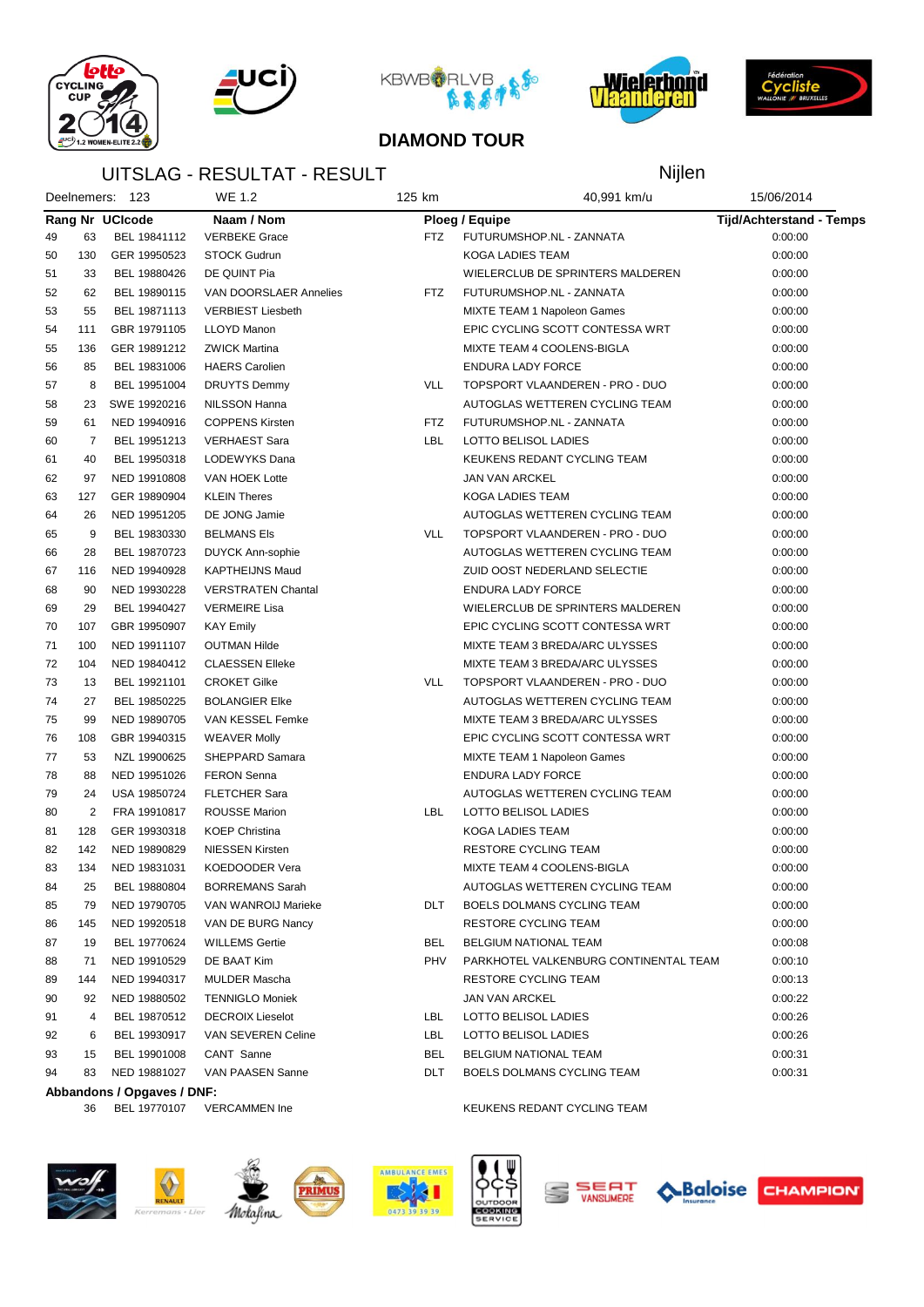**DIAMOND TOUR**

## UITSLAG - RESULTAT - RESULT

Nijlen

| Deelnemers: 123 | WE 1.2 | 125 km | 40,991 km/u | 15/06/2014 |
|---|---|---|---|---|

| Rang | Nr | UCIcode | Naam / Nom | | Ploeg / Equipe | Tijd/Achterstand - Temps |
|---|---|---|---|---|---|---|
| 49 | 63 | BEL 19841112 | VERBEKE Grace | FTZ | FUTURUMSHOP.NL - ZANNATA | 0:00:00 |
| 50 | 130 | GER 19950523 | STOCK Gudrun | | KOGA LADIES TEAM | 0:00:00 |
| 51 | 33 | BEL 19880426 | DE QUINT Pia | | WIELERCLUB DE SPRINTERS MALDEREN | 0:00:00 |
| 52 | 62 | BEL 19890115 | VAN DOORSLAER Annelies | FTZ | FUTURUMSHOP.NL - ZANNATA | 0:00:00 |
| 53 | 55 | BEL 19871113 | VERBIEST Liesbeth | | MIXTE TEAM 1 Napoleon Games | 0:00:00 |
| 54 | 111 | GBR 19791105 | LLOYD Manon | | EPIC CYCLING SCOTT CONTESSA WRT | 0:00:00 |
| 55 | 136 | GER 19891212 | ZWICK Martina | | MIXTE TEAM 4 COOLENS-BIGLA | 0:00:00 |
| 56 | 85 | BEL 19831006 | HAERS Carolien | | ENDURA LADY FORCE | 0:00:00 |
| 57 | 8 | BEL 19951004 | DRUYTS Demmy | VLL | TOPSPORT VLAANDEREN - PRO - DUO | 0:00:00 |
| 58 | 23 | SWE 19920216 | NILSSON Hanna | | AUTOGLAS WETTEREN CYCLING TEAM | 0:00:00 |
| 59 | 61 | NED 19940916 | COPPENS Kirsten | FTZ | FUTURUMSHOP.NL - ZANNATA | 0:00:00 |
| 60 | 7 | BEL 19951213 | VERHAEST Sara | LBL | LOTTO BELISOL LADIES | 0:00:00 |
| 61 | 40 | BEL 19950318 | LODEWYKS Dana | | KEUKENS REDANT CYCLING TEAM | 0:00:00 |
| 62 | 97 | NED 19910808 | VAN HOEK Lotte | | JAN VAN ARCKEL | 0:00:00 |
| 63 | 127 | GER 19890904 | KLEIN Theres | | KOGA LADIES TEAM | 0:00:00 |
| 64 | 26 | NED 19951205 | DE JONG Jamie | | AUTOGLAS WETTEREN CYCLING TEAM | 0:00:00 |
| 65 | 9 | BEL 19830330 | BELMANS Els | VLL | TOPSPORT VLAANDEREN - PRO - DUO | 0:00:00 |
| 66 | 28 | BEL 19870723 | DUYCK Ann-sophie | | AUTOGLAS WETTEREN CYCLING TEAM | 0:00:00 |
| 67 | 116 | NED 19940928 | KAPTHEIJNS Maud | | ZUID OOST NEDERLAND SELECTIE | 0:00:00 |
| 68 | 90 | NED 19930228 | VERSTRATEN Chantal | | ENDURA LADY FORCE | 0:00:00 |
| 69 | 29 | BEL 19940427 | VERMEIRE Lisa | | WIELERCLUB DE SPRINTERS MALDEREN | 0:00:00 |
| 70 | 107 | GBR 19950907 | KAY Emily | | EPIC CYCLING SCOTT CONTESSA WRT | 0:00:00 |
| 71 | 100 | NED 19911107 | OUTMAN Hilde | | MIXTE TEAM 3 BREDA/ARC ULYSSES | 0:00:00 |
| 72 | 104 | NED 19840412 | CLAESSEN Elleke | | MIXTE TEAM 3 BREDA/ARC ULYSSES | 0:00:00 |
| 73 | 13 | BEL 19921101 | CROKET Gilke | VLL | TOPSPORT VLAANDEREN - PRO - DUO | 0:00:00 |
| 74 | 27 | BEL 19850225 | BOLANGIER Elke | | AUTOGLAS WETTEREN CYCLING TEAM | 0:00:00 |
| 75 | 99 | NED 19890705 | VAN KESSEL Femke | | MIXTE TEAM 3 BREDA/ARC ULYSSES | 0:00:00 |
| 76 | 108 | GBR 19940315 | WEAVER Molly | | EPIC CYCLING SCOTT CONTESSA WRT | 0:00:00 |
| 77 | 53 | NZL 19900625 | SHEPPARD Samara | | MIXTE TEAM 1 Napoleon Games | 0:00:00 |
| 78 | 88 | NED 19951026 | FERON Senna | | ENDURA LADY FORCE | 0:00:00 |
| 79 | 24 | USA 19850724 | FLETCHER Sara | | AUTOGLAS WETTEREN CYCLING TEAM | 0:00:00 |
| 80 | 2 | FRA 19910817 | ROUSSE Marion | LBL | LOTTO BELISOL LADIES | 0:00:00 |
| 81 | 128 | GER 19930318 | KOEP Christina | | KOGA LADIES TEAM | 0:00:00 |
| 82 | 142 | NED 19890829 | NIESSEN Kirsten | | RESTORE CYCLING TEAM | 0:00:00 |
| 83 | 134 | NED 19831031 | KOEDOODER Vera | | MIXTE TEAM 4 COOLENS-BIGLA | 0:00:00 |
| 84 | 25 | BEL 19880804 | BORREMANS Sarah | | AUTOGLAS WETTEREN CYCLING TEAM | 0:00:00 |
| 85 | 79 | NED 19790705 | VAN WANROIJ Marieke | DLT | BOELS DOLMANS CYCLING TEAM | 0:00:00 |
| 86 | 145 | NED 19920518 | VAN DE BURG Nancy | | RESTORE CYCLING TEAM | 0:00:00 |
| 87 | 19 | BEL 19770624 | WILLEMS Gertie | BEL | BELGIUM NATIONAL TEAM | 0:00:08 |
| 88 | 71 | NED 19910529 | DE BAAT Kim | PHV | PARKHOTEL VALKENBURG CONTINENTAL TEAM | 0:00:10 |
| 89 | 144 | NED 19940317 | MULDER Mascha | | RESTORE CYCLING TEAM | 0:00:13 |
| 90 | 92 | NED 19880502 | TENNIGLO Moniek | | JAN VAN ARCKEL | 0:00:22 |
| 91 | 4 | BEL 19870512 | DECROIX Lieselot | LBL | LOTTO BELISOL LADIES | 0:00:26 |
| 92 | 6 | BEL 19930917 | VAN SEVEREN Celine | LBL | LOTTO BELISOL LADIES | 0:00:26 |
| 93 | 15 | BEL 19901008 | CANT Sanne | BEL | BELGIUM NATIONAL TEAM | 0:00:31 |
| 94 | 83 | NED 19881027 | VAN PAASEN Sanne | DLT | BOELS DOLMANS CYCLING TEAM | 0:00:31 |

**Abbandons / Opgaves / DNF:**

| Nr | UCIcode | Naam / Nom | Ploeg / Equipe |
|---|---|---|---|
| 36 | BEL 19770107 | VERCAMMEN Ine | KEUKENS REDANT CYCLING TEAM |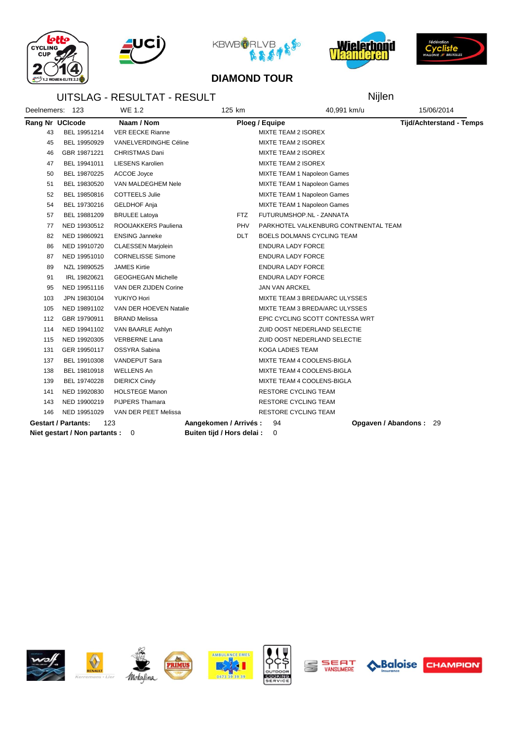## DIAMOND TOUR

### UITSLAG - RESULTAT - RESULT

Nijlen

Deelnemers: 123 | WE 1.2 | 125 km | 40,991 km/u | 15/06/2014

| Rang | Nr | UCIcode | Naam / Nom | | Ploeg / Equipe | Tijd/Achterstand - Temps |
|---|---|---|---|---|---|---|
| | 43 | BEL 19951214 | VER EECKE Rianne | | MIXTE TEAM 2 ISOREX | |
| | 45 | BEL 19950929 | VANELVERDINGHE Céline | | MIXTE TEAM 2 ISOREX | |
| | 46 | GBR 19871221 | CHRISTMAS Dani | | MIXTE TEAM 2 ISOREX | |
| | 47 | BEL 19941011 | LIESENS Karolien | | MIXTE TEAM 2 ISOREX | |
| | 50 | BEL 19870225 | ACCOE Joyce | | MIXTE TEAM 1 Napoleon Games | |
| | 51 | BEL 19830520 | VAN MALDEGHEM Nele | | MIXTE TEAM 1 Napoleon Games | |
| | 52 | BEL 19850816 | COTTEELS Julie | | MIXTE TEAM 1 Napoleon Games | |
| | 54 | BEL 19730216 | GELDHOF Anja | | MIXTE TEAM 1 Napoleon Games | |
| | 57 | BEL 19881209 | BRULEE Latoya | FTZ | FUTURUMSHOP.NL - ZANNATA | |
| | 77 | NED 19930512 | ROOIJAKKERS Pauliena | PHV | PARKHOTEL VALKENBURG CONTINENTAL TEAM | |
| | 82 | NED 19860921 | ENSING Janneke | DLT | BOELS DOLMANS CYCLING TEAM | |
| | 86 | NED 19910720 | CLAESSEN Marjolein | | ENDURA LADY FORCE | |
| | 87 | NED 19951010 | CORNELISSE Simone | | ENDURA LADY FORCE | |
| | 89 | NZL 19890525 | JAMES Kirtie | | ENDURA LADY FORCE | |
| | 91 | IRL 19820621 | GEOGHEGAN Michelle | | ENDURA LADY FORCE | |
| | 95 | NED 19951116 | VAN DER ZIJDEN Corine | | JAN VAN ARCKEL | |
| | 103 | JPN 19830104 | YUKIYO Hori | | MIXTE TEAM 3 BREDA/ARC ULYSSES | |
| | 105 | NED 19891102 | VAN DER HOEVEN Natalie | | MIXTE TEAM 3 BREDA/ARC ULYSSES | |
| | 112 | GBR 19790911 | BRAND Melissa | | EPIC CYCLING SCOTT CONTESSA WRT | |
| | 114 | NED 19941102 | VAN BAARLE Ashlyn | | ZUID OOST NEDERLAND SELECTIE | |
| | 115 | NED 19920305 | VERBERNE Lana | | ZUID OOST NEDERLAND SELECTIE | |
| | 131 | GER 19950117 | OSSYRA Sabina | | KOGA LADIES TEAM | |
| | 137 | BEL 19910308 | VANDEPUT Sara | | MIXTE TEAM 4 COOLENS-BIGLA | |
| | 138 | BEL 19810918 | WELLENS An | | MIXTE TEAM 4 COOLENS-BIGLA | |
| | 139 | BEL 19740228 | DIERICX Cindy | | MIXTE TEAM 4 COOLENS-BIGLA | |
| | 141 | NED 19920830 | HOLSTEGE Manon | | RESTORE CYCLING TEAM | |
| | 143 | NED 19900219 | PIJPERS Thamara | | RESTORE CYCLING TEAM | |
| | 146 | NED 19951029 | VAN DER PEET Melissa | | RESTORE CYCLING TEAM | |

**Gestart / Partants:** 123 **Aangekomen / Arrivés :** 94 **Opgaven / Abandons :** 29

**Niet gestart / Non partants :** 0 **Buiten tijd / Hors delai :** 0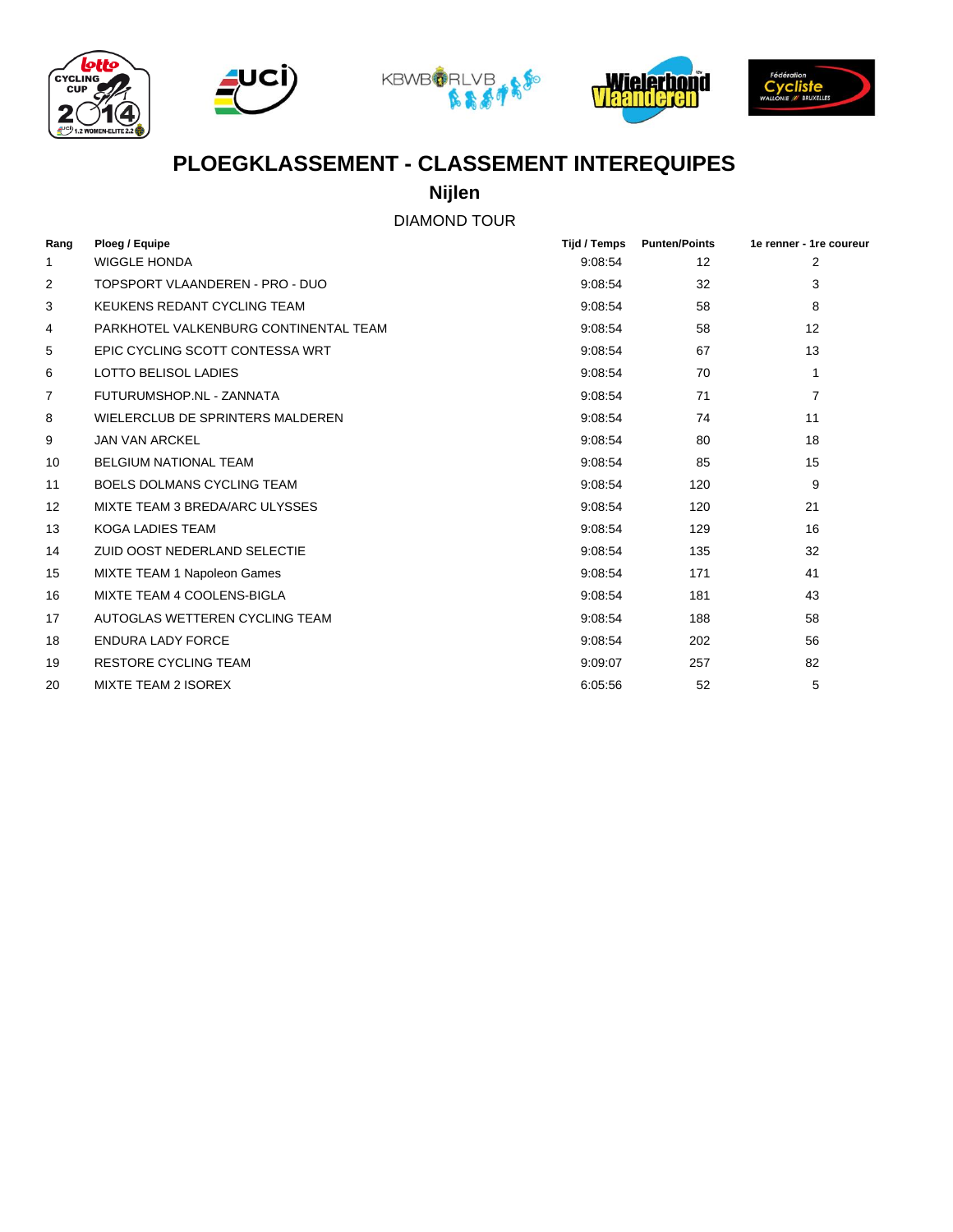# PLOEGKLASSEMENT - CLASSEMENT INTEREQUIPES

## Nijlen

DIAMOND TOUR

| Rang | Ploeg / Equipe | Tijd / Temps | Punten/Points | 1e renner - 1re coureur |
|---|---|---|---|---|
| 1 | WIGGLE HONDA | 9:08:54 | 12 | 2 |
| 2 | TOPSPORT VLAANDEREN - PRO - DUO | 9:08:54 | 32 | 3 |
| 3 | KEUKENS REDANT CYCLING TEAM | 9:08:54 | 58 | 8 |
| 4 | PARKHOTEL VALKENBURG CONTINENTAL TEAM | 9:08:54 | 58 | 12 |
| 5 | EPIC CYCLING SCOTT CONTESSA WRT | 9:08:54 | 67 | 13 |
| 6 | LOTTO BELISOL LADIES | 9:08:54 | 70 | 1 |
| 7 | FUTURUMSHOP.NL - ZANNATA | 9:08:54 | 71 | 7 |
| 8 | WIELERCLUB DE SPRINTERS MALDEREN | 9:08:54 | 74 | 11 |
| 9 | JAN VAN ARCKEL | 9:08:54 | 80 | 18 |
| 10 | BELGIUM NATIONAL TEAM | 9:08:54 | 85 | 15 |
| 11 | BOELS DOLMANS CYCLING TEAM | 9:08:54 | 120 | 9 |
| 12 | MIXTE TEAM 3 BREDA/ARC ULYSSES | 9:08:54 | 120 | 21 |
| 13 | KOGA LADIES TEAM | 9:08:54 | 129 | 16 |
| 14 | ZUID OOST NEDERLAND SELECTIE | 9:08:54 | 135 | 32 |
| 15 | MIXTE TEAM 1 Napoleon Games | 9:08:54 | 171 | 41 |
| 16 | MIXTE TEAM 4 COOLENS-BIGLA | 9:08:54 | 181 | 43 |
| 17 | AUTOGLAS WETTEREN CYCLING TEAM | 9:08:54 | 188 | 58 |
| 18 | ENDURA LADY FORCE | 9:08:54 | 202 | 56 |
| 19 | RESTORE CYCLING TEAM | 9:09:07 | 257 | 82 |
| 20 | MIXTE TEAM 2 ISOREX | 6:05:56 | 52 | 5 |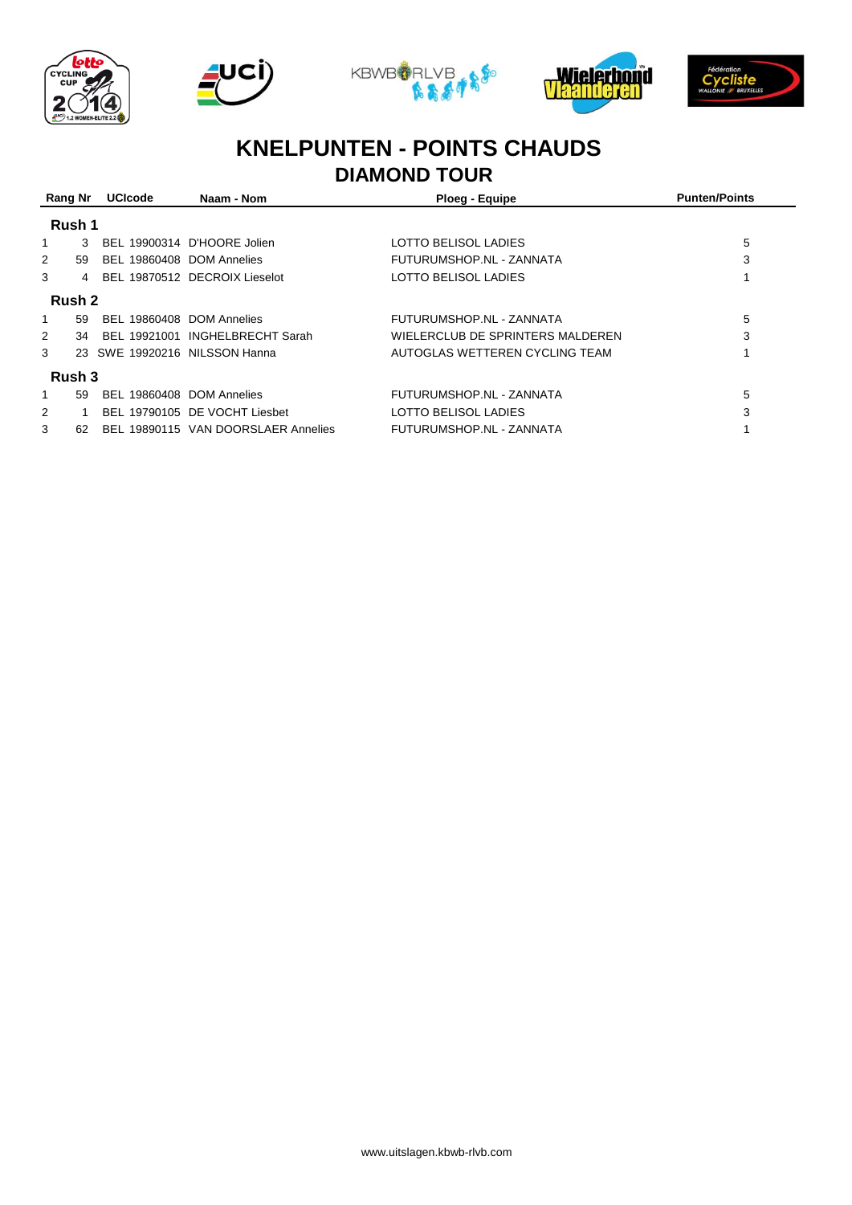# KNELPUNTEN - POINTS CHAUDS

## DIAMOND TOUR

| Rang | Nr | UCIcode | Naam - Nom | Ploeg - Equipe | Punten/Points |
|---|---|---|---|---|---|
| **Rush 1** | | | | | |
| 1 | 3 | BEL 19900314 | D'HOORE Jolien | LOTTO BELISOL LADIES | 5 |
| 2 | 59 | BEL 19860408 | DOM Annelies | FUTURUMSHOP.NL - ZANNATA | 3 |
| 3 | 4 | BEL 19870512 | DECROIX Lieselot | LOTTO BELISOL LADIES | 1 |
| **Rush 2** | | | | | |
| 1 | 59 | BEL 19860408 | DOM Annelies | FUTURUMSHOP.NL - ZANNATA | 5 |
| 2 | 34 | BEL 19921001 | INGHELBRECHT Sarah | WIELERCLUB DE SPRINTERS MALDEREN | 3 |
| 3 | 23 | SWE 19920216 | NILSSON Hanna | AUTOGLAS WETTEREN CYCLING TEAM | 1 |
| **Rush 3** | | | | | |
| 1 | 59 | BEL 19860408 | DOM Annelies | FUTURUMSHOP.NL - ZANNATA | 5 |
| 2 | 1 | BEL 19790105 | DE VOCHT Liesbet | LOTTO BELISOL LADIES | 3 |
| 3 | 62 | BEL 19890115 | VAN DOORSLAER Annelies | FUTURUMSHOP.NL - ZANNATA | 1 |

www.uitslagen.kbwb-rlvb.com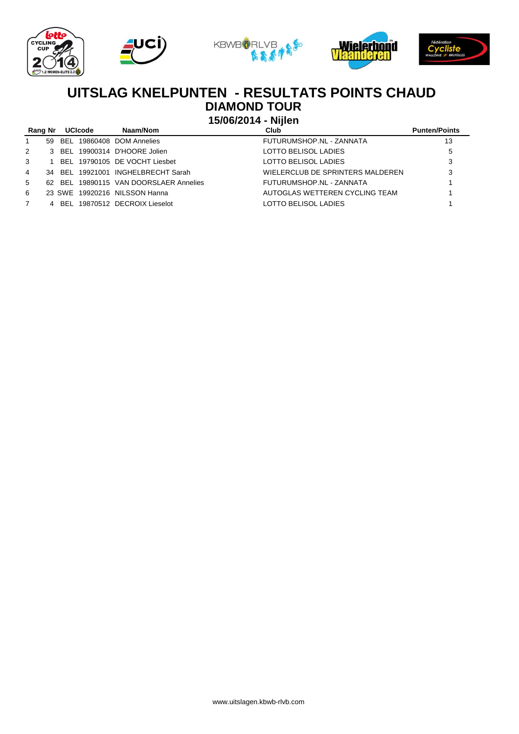# UITSLAG KNELPUNTEN - RESULTATS POINTS CHAUD

## DIAMOND TOUR

### 15/06/2014 - Nijlen

| Rang | Nr | UCIcode | Naam/Nom | Club | Punten/Points |
|---|---|---|---|---|---|
| 1 | 59 | BEL 19860408 | DOM Annelies | FUTURUMSHOP.NL - ZANNATA | 13 |
| 2 | 3 | BEL 19900314 | D'HOORE Jolien | LOTTO BELISOL LADIES | 5 |
| 3 | 1 | BEL 19790105 | DE VOCHT Liesbet | LOTTO BELISOL LADIES | 3 |
| 4 | 34 | BEL 19921001 | INGHELBRECHT Sarah | WIELERCLUB DE SPRINTERS MALDEREN | 3 |
| 5 | 62 | BEL 19890115 | VAN DOORSLAER Annelies | FUTURUMSHOP.NL - ZANNATA | 1 |
| 6 | 23 | SWE 19920216 | NILSSON Hanna | AUTOGLAS WETTEREN CYCLING TEAM | 1 |
| 7 | 4 | BEL 19870512 | DECROIX Lieselot | LOTTO BELISOL LADIES | 1 |

www.uitslagen.kbwb-rlvb.com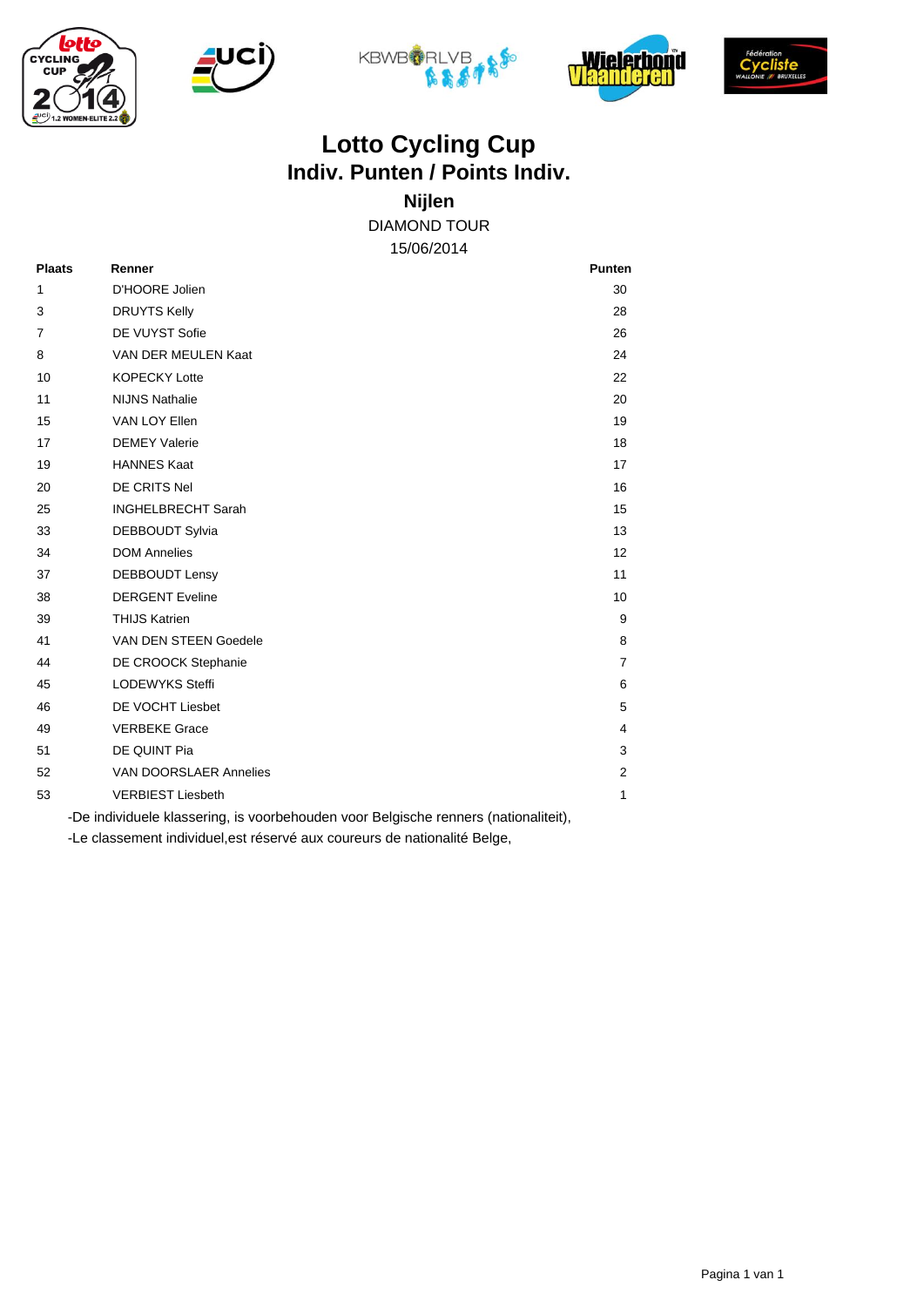# Lotto Cycling Cup

## Indiv. Punten / Points Indiv.

### Nijlen

DIAMOND TOUR

15/06/2014

| Plaats | Renner | Punten |
|---|---|---|
| 1 | D'HOORE Jolien | 30 |
| 3 | DRUYTS Kelly | 28 |
| 7 | DE VUYST Sofie | 26 |
| 8 | VAN DER MEULEN Kaat | 24 |
| 10 | KOPECKY Lotte | 22 |
| 11 | NIJNS Nathalie | 20 |
| 15 | VAN LOY Ellen | 19 |
| 17 | DEMEY Valerie | 18 |
| 19 | HANNES Kaat | 17 |
| 20 | DE CRITS Nel | 16 |
| 25 | INGHELBRECHT Sarah | 15 |
| 33 | DEBBOUDT Sylvia | 13 |
| 34 | DOM Annelies | 12 |
| 37 | DEBBOUDT Lensy | 11 |
| 38 | DERGENT Eveline | 10 |
| 39 | THIJS Katrien | 9 |
| 41 | VAN DEN STEEN Goedele | 8 |
| 44 | DE CROOCK Stephanie | 7 |
| 45 | LODEWYKS Steffi | 6 |
| 46 | DE VOCHT Liesbet | 5 |
| 49 | VERBEKE Grace | 4 |
| 51 | DE QUINT Pia | 3 |
| 52 | VAN DOORSLAER Annelies | 2 |
| 53 | VERBIEST Liesbeth | 1 |

-De individuele klassering, is voorbehouden voor Belgische renners (nationaliteit),

-Le classement individuel,est réservé aux coureurs de nationalité Belge,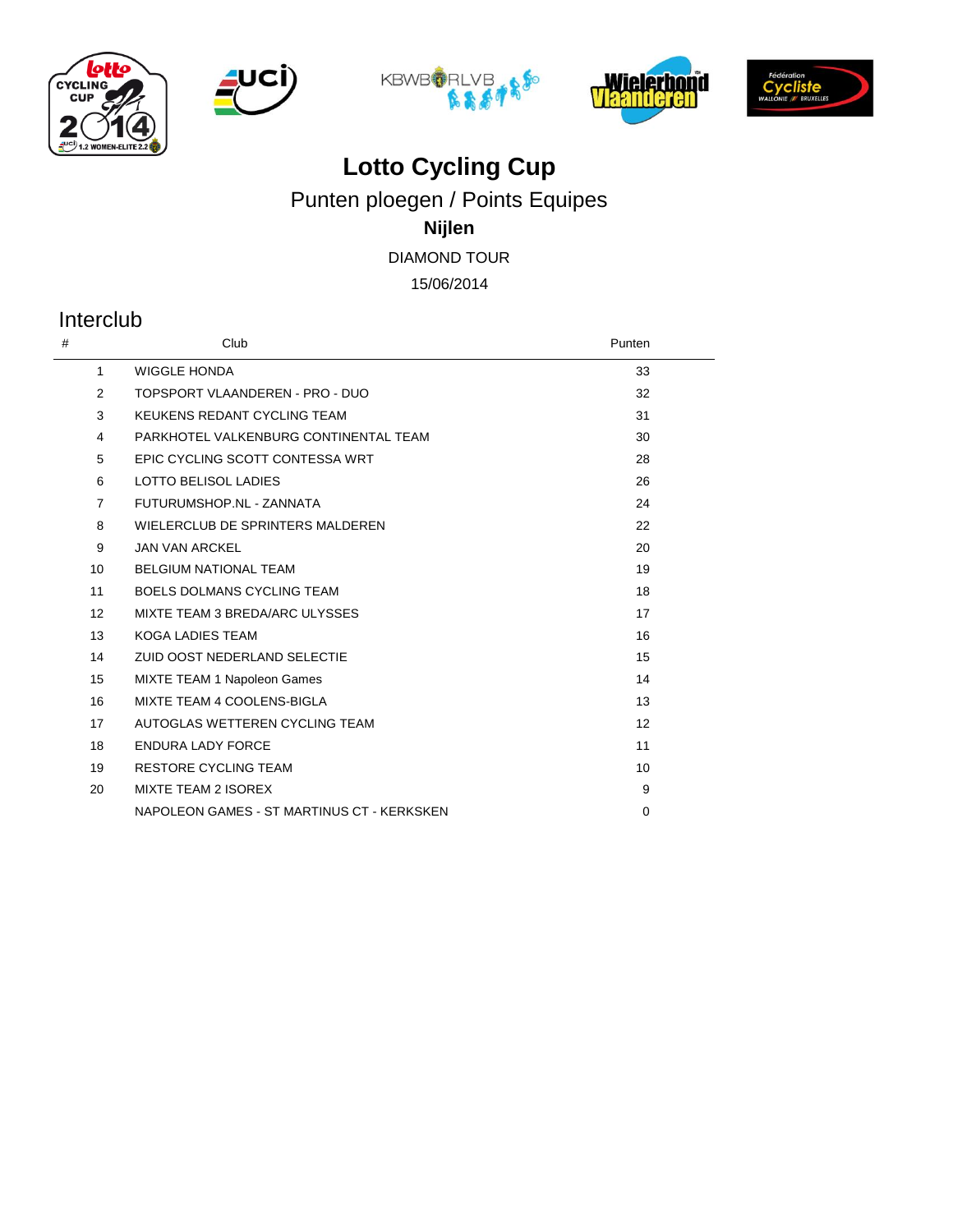# Lotto Cycling Cup

## Punten ploegen / Points Equipes

**Nijlen**

DIAMOND TOUR

15/06/2014

## Interclub

| # | Club | Punten |
|---|---|---|
| 1 | WIGGLE HONDA | 33 |
| 2 | TOPSPORT VLAANDEREN - PRO - DUO | 32 |
| 3 | KEUKENS REDANT CYCLING TEAM | 31 |
| 4 | PARKHOTEL VALKENBURG CONTINENTAL TEAM | 30 |
| 5 | EPIC CYCLING SCOTT CONTESSA WRT | 28 |
| 6 | LOTTO BELISOL LADIES | 26 |
| 7 | FUTURUMSHOP.NL - ZANNATA | 24 |
| 8 | WIELERCLUB DE SPRINTERS MALDEREN | 22 |
| 9 | JAN VAN ARCKEL | 20 |
| 10 | BELGIUM NATIONAL TEAM | 19 |
| 11 | BOELS DOLMANS CYCLING TEAM | 18 |
| 12 | MIXTE TEAM 3 BREDA/ARC ULYSSES | 17 |
| 13 | KOGA LADIES TEAM | 16 |
| 14 | ZUID OOST NEDERLAND SELECTIE | 15 |
| 15 | MIXTE TEAM 1 Napoleon Games | 14 |
| 16 | MIXTE TEAM 4 COOLENS-BIGLA | 13 |
| 17 | AUTOGLAS WETTEREN CYCLING TEAM | 12 |
| 18 | ENDURA LADY FORCE | 11 |
| 19 | RESTORE CYCLING TEAM | 10 |
| 20 | MIXTE TEAM 2 ISOREX | 9 |
| | NAPOLEON GAMES - ST MARTINUS CT - KERKSKEN | 0 |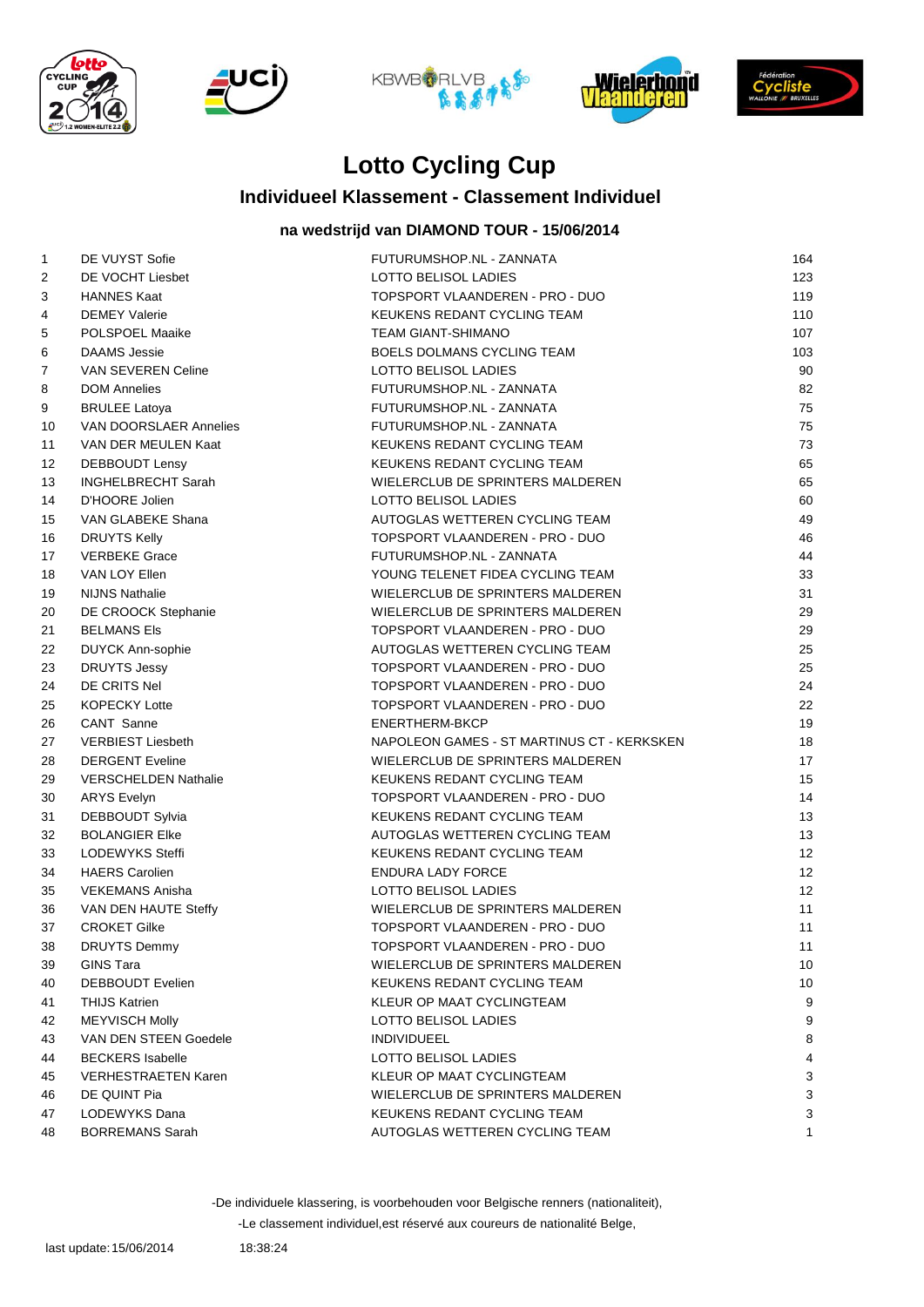# Lotto Cycling Cup

## Individueel Klassement - Classement Individuel

### na wedstrijd van DIAMOND TOUR - 15/06/2014

| | | | |
|---|---|---|---|
| 1 | DE VUYST Sofie | FUTURUMSHOP.NL - ZANNATA | 164 |
| 2 | DE VOCHT Liesbet | LOTTO BELISOL LADIES | 123 |
| 3 | HANNES Kaat | TOPSPORT VLAANDEREN - PRO - DUO | 119 |
| 4 | DEMEY Valerie | KEUKENS REDANT CYCLING TEAM | 110 |
| 5 | POLSPOEL Maaike | TEAM GIANT-SHIMANO | 107 |
| 6 | DAAMS Jessie | BOELS DOLMANS CYCLING TEAM | 103 |
| 7 | VAN SEVEREN Celine | LOTTO BELISOL LADIES | 90 |
| 8 | DOM Annelies | FUTURUMSHOP.NL - ZANNATA | 82 |
| 9 | BRULEE Latoya | FUTURUMSHOP.NL - ZANNATA | 75 |
| 10 | VAN DOORSLAER Annelies | FUTURUMSHOP.NL - ZANNATA | 75 |
| 11 | VAN DER MEULEN Kaat | KEUKENS REDANT CYCLING TEAM | 73 |
| 12 | DEBBOUDT Lensy | KEUKENS REDANT CYCLING TEAM | 65 |
| 13 | INGHELBRECHT Sarah | WIELERCLUB DE SPRINTERS MALDEREN | 65 |
| 14 | D'HOORE Jolien | LOTTO BELISOL LADIES | 60 |
| 15 | VAN GLABEKE Shana | AUTOGLAS WETTEREN CYCLING TEAM | 49 |
| 16 | DRUYTS Kelly | TOPSPORT VLAANDEREN - PRO - DUO | 46 |
| 17 | VERBEKE Grace | FUTURUMSHOP.NL - ZANNATA | 44 |
| 18 | VAN LOY Ellen | YOUNG TELENET FIDEA CYCLING TEAM | 33 |
| 19 | NIJNS Nathalie | WIELERCLUB DE SPRINTERS MALDEREN | 31 |
| 20 | DE CROOCK Stephanie | WIELERCLUB DE SPRINTERS MALDEREN | 29 |
| 21 | BELMANS Els | TOPSPORT VLAANDEREN - PRO - DUO | 29 |
| 22 | DUYCK Ann-sophie | AUTOGLAS WETTEREN CYCLING TEAM | 25 |
| 23 | DRUYTS Jessy | TOPSPORT VLAANDEREN - PRO - DUO | 25 |
| 24 | DE CRITS Nel | TOPSPORT VLAANDEREN - PRO - DUO | 24 |
| 25 | KOPECKY Lotte | TOPSPORT VLAANDEREN - PRO - DUO | 22 |
| 26 | CANT Sanne | ENERTHERM-BKCP | 19 |
| 27 | VERBIEST Liesbeth | NAPOLEON GAMES - ST MARTINUS CT - KERKSKEN | 18 |
| 28 | DERGENT Eveline | WIELERCLUB DE SPRINTERS MALDEREN | 17 |
| 29 | VERSCHELDEN Nathalie | KEUKENS REDANT CYCLING TEAM | 15 |
| 30 | ARYS Evelyn | TOPSPORT VLAANDEREN - PRO - DUO | 14 |
| 31 | DEBBOUDT Sylvia | KEUKENS REDANT CYCLING TEAM | 13 |
| 32 | BOLANGIER Elke | AUTOGLAS WETTEREN CYCLING TEAM | 13 |
| 33 | LODEWYKS Steffi | KEUKENS REDANT CYCLING TEAM | 12 |
| 34 | HAERS Carolien | ENDURA LADY FORCE | 12 |
| 35 | VEKEMANS Anisha | LOTTO BELISOL LADIES | 12 |
| 36 | VAN DEN HAUTE Steffy | WIELERCLUB DE SPRINTERS MALDEREN | 11 |
| 37 | CROKET Gilke | TOPSPORT VLAANDEREN - PRO - DUO | 11 |
| 38 | DRUYTS Demmy | TOPSPORT VLAANDEREN - PRO - DUO | 11 |
| 39 | GINS Tara | WIELERCLUB DE SPRINTERS MALDEREN | 10 |
| 40 | DEBBOUDT Evelien | KEUKENS REDANT CYCLING TEAM | 10 |
| 41 | THIJS Katrien | KLEUR OP MAAT CYCLINGTEAM | 9 |
| 42 | MEYVISCH Molly | LOTTO BELISOL LADIES | 9 |
| 43 | VAN DEN STEEN Goedele | INDIVIDUEEL | 8 |
| 44 | BECKERS Isabelle | LOTTO BELISOL LADIES | 4 |
| 45 | VERHESTRAETEN Karen | KLEUR OP MAAT CYCLINGTEAM | 3 |
| 46 | DE QUINT Pia | WIELERCLUB DE SPRINTERS MALDEREN | 3 |
| 47 | LODEWYKS Dana | KEUKENS REDANT CYCLING TEAM | 3 |
| 48 | BORREMANS Sarah | AUTOGLAS WETTEREN CYCLING TEAM | 1 |

-De individuele klassering, is voorbehouden voor Belgische renners (nationaliteit),

-Le classement individuel,est réservé aux coureurs de nationalité Belge,

last update: 15/06/2014 18:38:24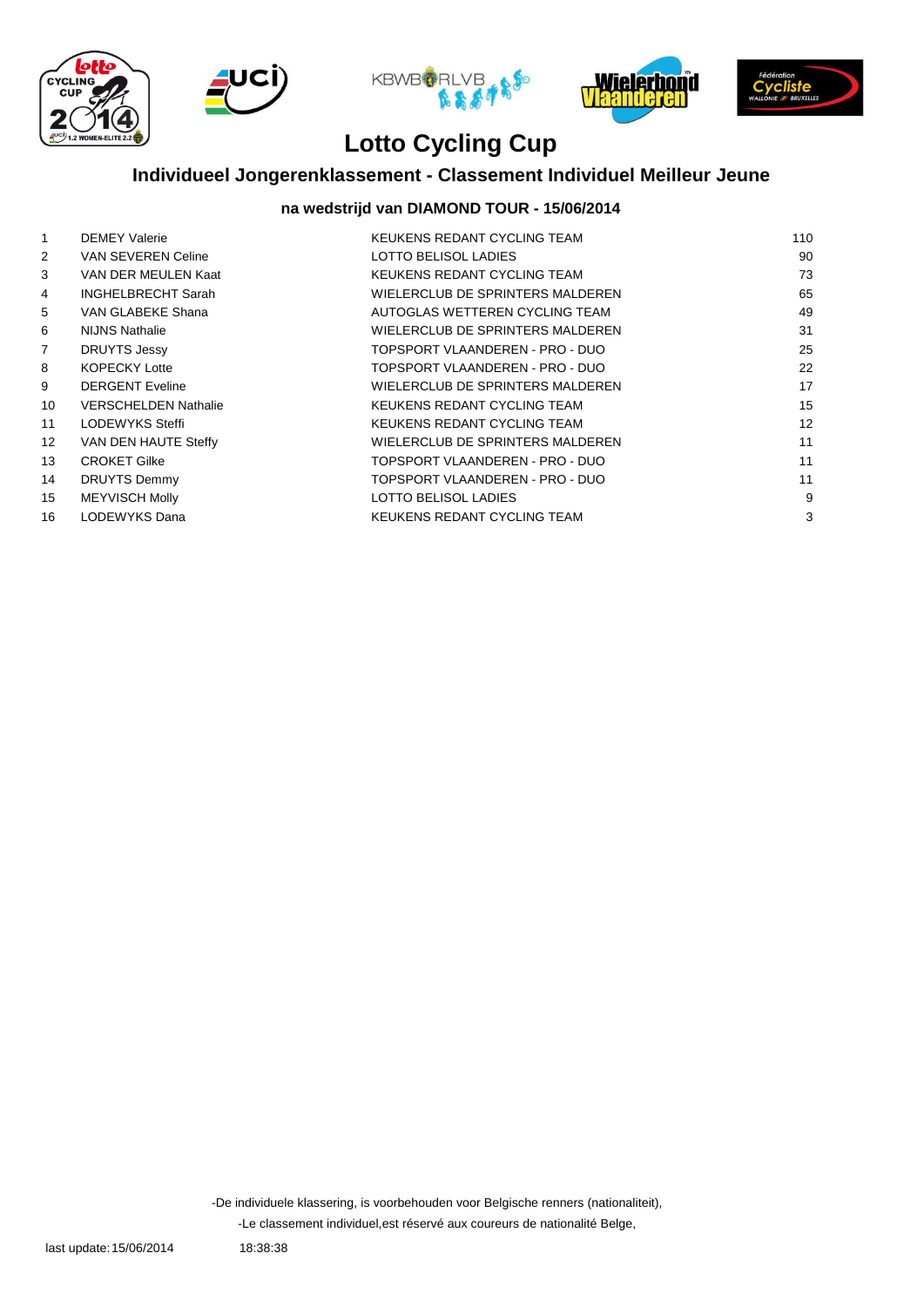# Lotto Cycling Cup

## Individueel Jongerenklassement - Classement Individuel Meilleur Jeune

### na wedstrijd van DIAMOND TOUR - 15/06/2014

| | | | |
|---|---|---|---|
| 1 | DEMEY Valerie | KEUKENS REDANT CYCLING TEAM | 110 |
| 2 | VAN SEVEREN Celine | LOTTO BELISOL LADIES | 90 |
| 3 | VAN DER MEULEN Kaat | KEUKENS REDANT CYCLING TEAM | 73 |
| 4 | INGHELBRECHT Sarah | WIELERCLUB DE SPRINTERS MALDEREN | 65 |
| 5 | VAN GLABEKE Shana | AUTOGLAS WETTEREN CYCLING TEAM | 49 |
| 6 | NIJNS Nathalie | WIELERCLUB DE SPRINTERS MALDEREN | 31 |
| 7 | DRUYTS Jessy | TOPSPORT VLAANDEREN - PRO - DUO | 25 |
| 8 | KOPECKY Lotte | TOPSPORT VLAANDEREN - PRO - DUO | 22 |
| 9 | DERGENT Eveline | WIELERCLUB DE SPRINTERS MALDEREN | 17 |
| 10 | VERSCHELDEN Nathalie | KEUKENS REDANT CYCLING TEAM | 15 |
| 11 | LODEWYKS Steffi | KEUKENS REDANT CYCLING TEAM | 12 |
| 12 | VAN DEN HAUTE Steffy | WIELERCLUB DE SPRINTERS MALDEREN | 11 |
| 13 | CROKET Gilke | TOPSPORT VLAANDEREN - PRO - DUO | 11 |
| 14 | DRUYTS Demmy | TOPSPORT VLAANDEREN - PRO - DUO | 11 |
| 15 | MEYVISCH Molly | LOTTO BELISOL LADIES | 9 |
| 16 | LODEWYKS Dana | KEUKENS REDANT CYCLING TEAM | 3 |

-De individuele klassering, is voorbehouden voor Belgische renners (nationaliteit),

-Le classement individuel,est réservé aux coureurs de nationalité Belge,

last update: 15/06/2014 18:38:38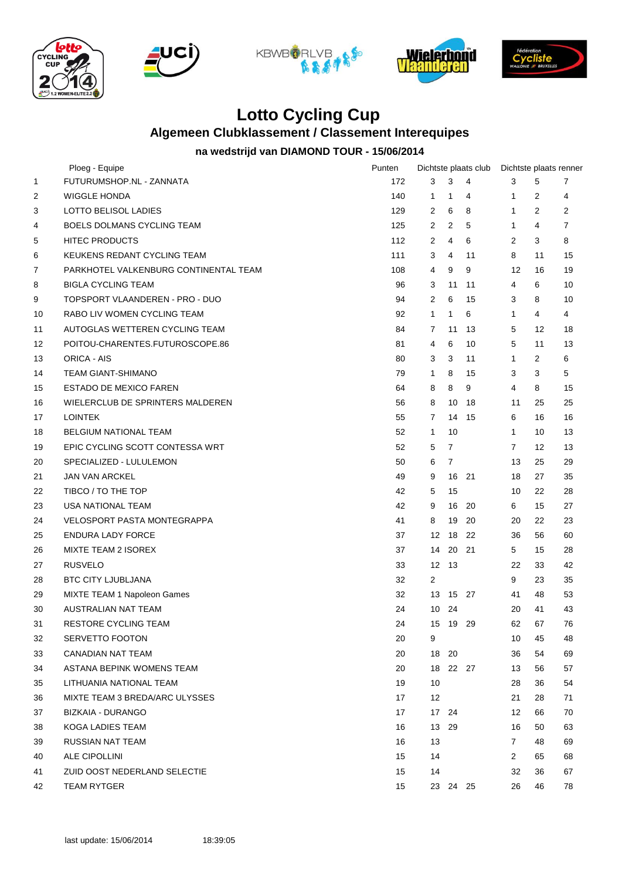# Lotto Cycling Cup

## Algemeen Clubklassement / Classement Interequipes

### na wedstrijd van DIAMOND TOUR - 15/06/2014

| | Ploeg - Equipe | Punten | Dichtste plaats club | | | Dichtste plaats renner | | |
|---|---|---|---|---|---|---|---|---|
| 1 | FUTURUMSHOP.NL - ZANNATA | 172 | 3 | 3 | 4 | 3 | 5 | 7 |
| 2 | WIGGLE HONDA | 140 | 1 | 1 | 4 | 1 | 2 | 4 |
| 3 | LOTTO BELISOL LADIES | 129 | 2 | 6 | 8 | 1 | 2 | 2 |
| 4 | BOELS DOLMANS CYCLING TEAM | 125 | 2 | 2 | 5 | 1 | 4 | 7 |
| 5 | HITEC PRODUCTS | 112 | 2 | 4 | 6 | 2 | 3 | 8 |
| 6 | KEUKENS REDANT CYCLING TEAM | 111 | 3 | 4 | 11 | 8 | 11 | 15 |
| 7 | PARKHOTEL VALKENBURG CONTINENTAL TEAM | 108 | 4 | 9 | 9 | 12 | 16 | 19 |
| 8 | BIGLA CYCLING TEAM | 96 | 3 | 11 | 11 | 4 | 6 | 10 |
| 9 | TOPSPORT VLAANDEREN - PRO - DUO | 94 | 2 | 6 | 15 | 3 | 8 | 10 |
| 10 | RABO LIV WOMEN CYCLING TEAM | 92 | 1 | 1 | 6 | 1 | 4 | 4 |
| 11 | AUTOGLAS WETTEREN CYCLING TEAM | 84 | 7 | 11 | 13 | 5 | 12 | 18 |
| 12 | POITOU-CHARENTES.FUTUROSCOPE.86 | 81 | 4 | 6 | 10 | 5 | 11 | 13 |
| 13 | ORICA - AIS | 80 | 3 | 3 | 11 | 1 | 2 | 6 |
| 14 | TEAM GIANT-SHIMANO | 79 | 1 | 8 | 15 | 3 | 3 | 5 |
| 15 | ESTADO DE MEXICO FAREN | 64 | 8 | 8 | 9 | 4 | 8 | 15 |
| 16 | WIELERCLUB DE SPRINTERS MALDEREN | 56 | 8 | 10 | 18 | 11 | 25 | 25 |
| 17 | LOINTEK | 55 | 7 | 14 | 15 | 6 | 16 | 16 |
| 18 | BELGIUM NATIONAL TEAM | 52 | 1 | 10 | | 1 | 10 | 13 |
| 19 | EPIC CYCLING SCOTT CONTESSA WRT | 52 | 5 | 7 | | 7 | 12 | 13 |
| 20 | SPECIALIZED - LULULEMON | 50 | 6 | 7 | | 13 | 25 | 29 |
| 21 | JAN VAN ARCKEL | 49 | 9 | 16 | 21 | 18 | 27 | 35 |
| 22 | TIBCO / TO THE TOP | 42 | 5 | 15 | | 10 | 22 | 28 |
| 23 | USA NATIONAL TEAM | 42 | 9 | 16 | 20 | 6 | 15 | 27 |
| 24 | VELOSPORT PASTA MONTEGRAPPA | 41 | 8 | 19 | 20 | 20 | 22 | 23 |
| 25 | ENDURA LADY FORCE | 37 | 12 | 18 | 22 | 36 | 56 | 60 |
| 26 | MIXTE TEAM 2 ISOREX | 37 | 14 | 20 | 21 | 5 | 15 | 28 |
| 27 | RUSVELO | 33 | 12 | 13 | | 22 | 33 | 42 |
| 28 | BTC CITY LJUBLJANA | 32 | 2 | | | 9 | 23 | 35 |
| 29 | MIXTE TEAM 1 Napoleon Games | 32 | 13 | 15 | 27 | 41 | 48 | 53 |
| 30 | AUSTRALIAN NAT TEAM | 24 | 10 | 24 | | 20 | 41 | 43 |
| 31 | RESTORE CYCLING TEAM | 24 | 15 | 19 | 29 | 62 | 67 | 76 |
| 32 | SERVETTO FOOTON | 20 | 9 | | | 10 | 45 | 48 |
| 33 | CANADIAN NAT TEAM | 20 | 18 | 20 | | 36 | 54 | 69 |
| 34 | ASTANA BEPINK WOMENS TEAM | 20 | 18 | 22 | 27 | 13 | 56 | 57 |
| 35 | LITHUANIA NATIONAL TEAM | 19 | 10 | | | 28 | 36 | 54 |
| 36 | MIXTE TEAM 3 BREDA/ARC ULYSSES | 17 | 12 | | | 21 | 28 | 71 |
| 37 | BIZKAIA - DURANGO | 17 | 17 | 24 | | 12 | 66 | 70 |
| 38 | KOGA LADIES TEAM | 16 | 13 | 29 | | 16 | 50 | 63 |
| 39 | RUSSIAN NAT TEAM | 16 | 13 | | | 7 | 48 | 69 |
| 40 | ALE CIPOLLINI | 15 | 14 | | | 2 | 65 | 68 |
| 41 | ZUID OOST NEDERLAND SELECTIE | 15 | 14 | | | 32 | 36 | 67 |
| 42 | TEAM RYTGER | 15 | 23 | 24 | 25 | 26 | 46 | 78 |

last update: 15/06/2014 18:39:05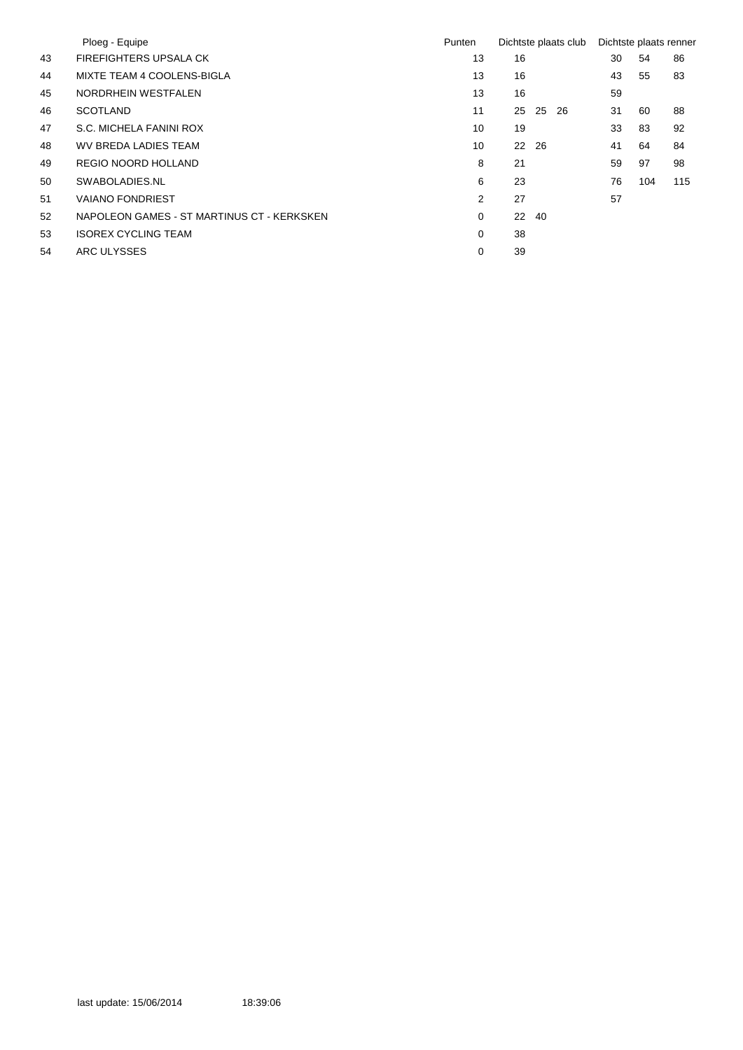| | Ploeg - Equipe | Punten | Dichtste plaats club | | | Dichtste plaats renner | | |
|---|---|---|---|---|---|---|---|---|
| 43 | FIREFIGHTERS UPSALA CK | 13 | 16 | | | 30 | 54 | 86 |
| 44 | MIXTE TEAM 4 COOLENS-BIGLA | 13 | 16 | | | 43 | 55 | 83 |
| 45 | NORDRHEIN WESTFALEN | 13 | 16 | | | 59 | | |
| 46 | SCOTLAND | 11 | 25 | 25 | 26 | 31 | 60 | 88 |
| 47 | S.C. MICHELA FANINI ROX | 10 | 19 | | | 33 | 83 | 92 |
| 48 | WV BREDA LADIES TEAM | 10 | 22 | 26 | | 41 | 64 | 84 |
| 49 | REGIO NOORD HOLLAND | 8 | 21 | | | 59 | 97 | 98 |
| 50 | SWABOLADIES.NL | 6 | 23 | | | 76 | 104 | 115 |
| 51 | VAIANO FONDRIEST | 2 | 27 | | | 57 | | |
| 52 | NAPOLEON GAMES - ST MARTINUS CT - KERKSKEN | 0 | 22 | 40 | | | | |
| 53 | ISOREX CYCLING TEAM | 0 | 38 | | | | | |
| 54 | ARC ULYSSES | 0 | 39 | | | | | |

last update: 15/06/2014 18:39:06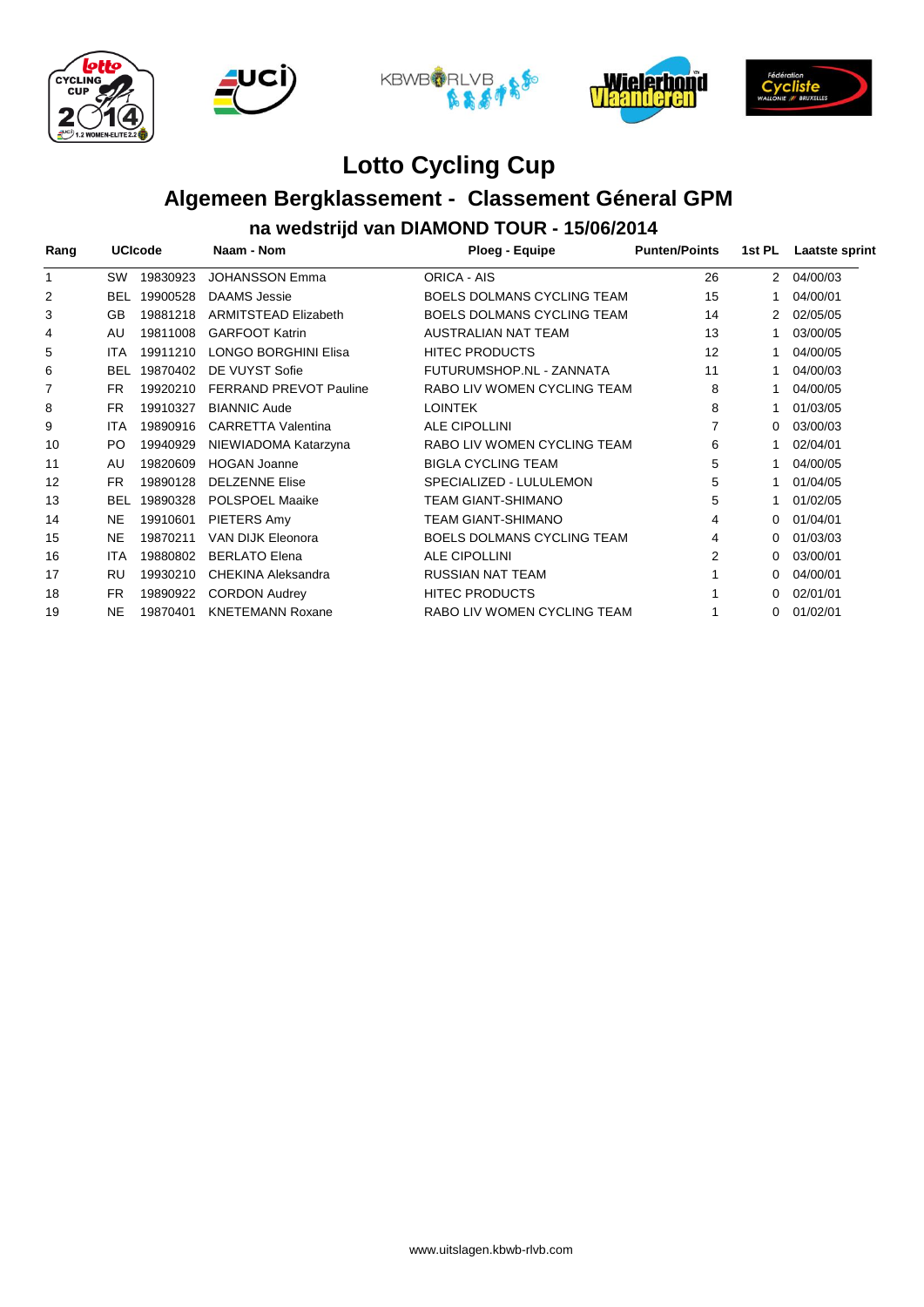# Lotto Cycling Cup

## Algemeen Bergklassement - Classement Géneral GPM

### na wedstrijd van DIAMOND TOUR - 15/06/2014

| Rang | UCIcode | | Naam - Nom | Ploeg - Equipe | Punten/Points | 1st PL | Laatste sprint |
|---|---|---|---|---|---|---|---|
| 1 | SW | 19830923 | JOHANSSON Emma | ORICA - AIS | 26 | 2 | 04/00/03 |
| 2 | BEL | 19900528 | DAAMS Jessie | BOELS DOLMANS CYCLING TEAM | 15 | 1 | 04/00/01 |
| 3 | GB | 19881218 | ARMITSTEAD Elizabeth | BOELS DOLMANS CYCLING TEAM | 14 | 2 | 02/05/05 |
| 4 | AU | 19811008 | GARFOOT Katrin | AUSTRALIAN NAT TEAM | 13 | 1 | 03/00/05 |
| 5 | ITA | 19911210 | LONGO BORGHINI Elisa | HITEC PRODUCTS | 12 | 1 | 04/00/05 |
| 6 | BEL | 19870402 | DE VUYST Sofie | FUTURUMSHOP.NL - ZANNATA | 11 | 1 | 04/00/03 |
| 7 | FR | 19920210 | FERRAND PREVOT Pauline | RABO LIV WOMEN CYCLING TEAM | 8 | 1 | 04/00/05 |
| 8 | FR | 19910327 | BIANNIC Aude | LOINTEK | 8 | 1 | 01/03/05 |
| 9 | ITA | 19890916 | CARRETTA Valentina | ALE CIPOLLINI | 7 | 0 | 03/00/03 |
| 10 | PO | 19940929 | NIEWIADOMA Katarzyna | RABO LIV WOMEN CYCLING TEAM | 6 | 1 | 02/04/01 |
| 11 | AU | 19820609 | HOGAN Joanne | BIGLA CYCLING TEAM | 5 | 1 | 04/00/05 |
| 12 | FR | 19890128 | DELZENNE Elise | SPECIALIZED - LULULEMON | 5 | 1 | 01/04/05 |
| 13 | BEL | 19890328 | POLSPOEL Maaike | TEAM GIANT-SHIMANO | 5 | 1 | 01/02/05 |
| 14 | NE | 19910601 | PIETERS Amy | TEAM GIANT-SHIMANO | 4 | 0 | 01/04/01 |
| 15 | NE | 19870211 | VAN DIJK Eleonora | BOELS DOLMANS CYCLING TEAM | 4 | 0 | 01/03/03 |
| 16 | ITA | 19880802 | BERLATO Elena | ALE CIPOLLINI | 2 | 0 | 03/00/01 |
| 17 | RU | 19930210 | CHEKINA Aleksandra | RUSSIAN NAT TEAM | 1 | 0 | 04/00/01 |
| 18 | FR | 19890922 | CORDON Audrey | HITEC PRODUCTS | 1 | 0 | 02/01/01 |
| 19 | NE | 19870401 | KNETEMANN Roxane | RABO LIV WOMEN CYCLING TEAM | 1 | 0 | 01/02/01 |

www.uitslagen.kbwb-rlvb.com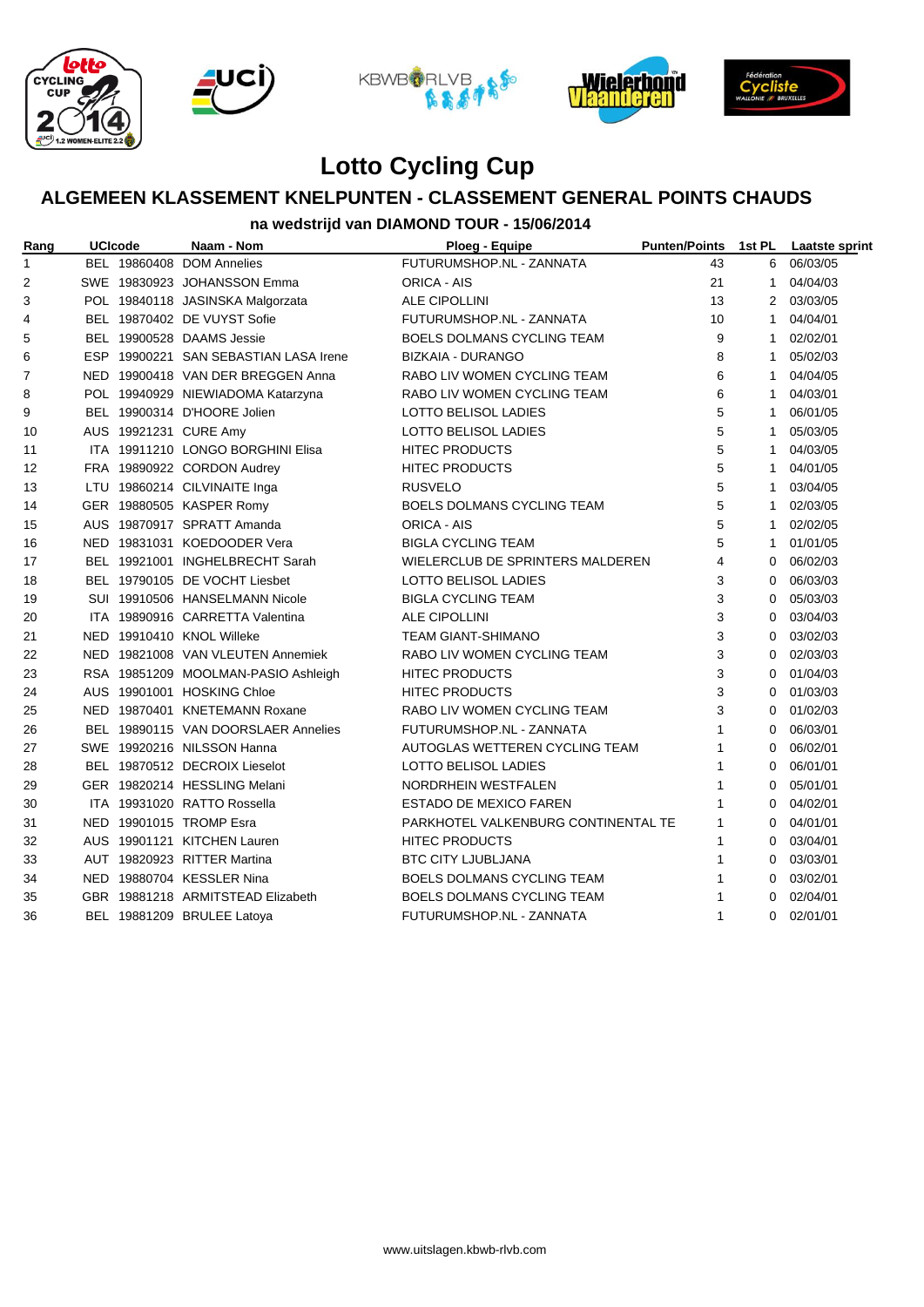# Lotto Cycling Cup

## ALGEMEEN KLASSEMENT KNELPUNTEN - CLASSEMENT GENERAL POINTS CHAUDS

### na wedstrijd van DIAMOND TOUR - 15/06/2014

| Rang | UCIcode | Naam - Nom | Ploeg - Equipe | Punten/Points | 1st PL | Laatste sprint |
|---|---|---|---|---|---|---|
| 1 | BEL 19860408 | DOM Annelies | FUTURUMSHOP.NL - ZANNATA | 43 | 6 | 06/03/05 |
| 2 | SWE 19830923 | JOHANSSON Emma | ORICA - AIS | 21 | 1 | 04/04/03 |
| 3 | POL 19840118 | JASINSKA Malgorzata | ALE CIPOLLINI | 13 | 2 | 03/03/05 |
| 4 | BEL 19870402 | DE VUYST Sofie | FUTURUMSHOP.NL - ZANNATA | 10 | 1 | 04/04/01 |
| 5 | BEL 19900528 | DAAMS Jessie | BOELS DOLMANS CYCLING TEAM | 9 | 1 | 02/02/01 |
| 6 | ESP 19900221 | SAN SEBASTIAN LASA Irene | BIZKAIA - DURANGO | 8 | 1 | 05/02/03 |
| 7 | NED 19900418 | VAN DER BREGGEN Anna | RABO LIV WOMEN CYCLING TEAM | 6 | 1 | 04/04/05 |
| 8 | POL 19940929 | NIEWIADOMA Katarzyna | RABO LIV WOMEN CYCLING TEAM | 6 | 1 | 04/03/01 |
| 9 | BEL 19900314 | D'HOORE Jolien | LOTTO BELISOL LADIES | 5 | 1 | 06/01/05 |
| 10 | AUS 19921231 | CURE Amy | LOTTO BELISOL LADIES | 5 | 1 | 05/03/05 |
| 11 | ITA 19911210 | LONGO BORGHINI Elisa | HITEC PRODUCTS | 5 | 1 | 04/03/05 |
| 12 | FRA 19890922 | CORDON Audrey | HITEC PRODUCTS | 5 | 1 | 04/01/05 |
| 13 | LTU 19860214 | CILVINAITE Inga | RUSVELO | 5 | 1 | 03/04/05 |
| 14 | GER 19880505 | KASPER Romy | BOELS DOLMANS CYCLING TEAM | 5 | 1 | 02/03/05 |
| 15 | AUS 19870917 | SPRATT Amanda | ORICA - AIS | 5 | 1 | 02/02/05 |
| 16 | NED 19831031 | KOEDOODER Vera | BIGLA CYCLING TEAM | 5 | 1 | 01/01/05 |
| 17 | BEL 19921001 | INGHELBRECHT Sarah | WIELERCLUB DE SPRINTERS MALDEREN | 4 | 0 | 06/02/03 |
| 18 | BEL 19790105 | DE VOCHT Liesbet | LOTTO BELISOL LADIES | 3 | 0 | 06/03/03 |
| 19 | SUI 19910506 | HANSELMANN Nicole | BIGLA CYCLING TEAM | 3 | 0 | 05/03/03 |
| 20 | ITA 19890916 | CARRETTA Valentina | ALE CIPOLLINI | 3 | 0 | 03/04/03 |
| 21 | NED 19910410 | KNOL Willeke | TEAM GIANT-SHIMANO | 3 | 0 | 03/02/03 |
| 22 | NED 19821008 | VAN VLEUTEN Annemiek | RABO LIV WOMEN CYCLING TEAM | 3 | 0 | 02/03/03 |
| 23 | RSA 19851209 | MOOLMAN-PASIO Ashleigh | HITEC PRODUCTS | 3 | 0 | 01/04/03 |
| 24 | AUS 19901001 | HOSKING Chloe | HITEC PRODUCTS | 3 | 0 | 01/03/03 |
| 25 | NED 19870401 | KNETEMANN Roxane | RABO LIV WOMEN CYCLING TEAM | 3 | 0 | 01/02/03 |
| 26 | BEL 19890115 | VAN DOORSLAER Annelies | FUTURUMSHOP.NL - ZANNATA | 1 | 0 | 06/03/01 |
| 27 | SWE 19920216 | NILSSON Hanna | AUTOGLAS WETTEREN CYCLING TEAM | 1 | 0 | 06/02/01 |
| 28 | BEL 19870512 | DECROIX Lieselot | LOTTO BELISOL LADIES | 1 | 0 | 06/01/01 |
| 29 | GER 19820214 | HESSLING Melani | NORDRHEIN WESTFALEN | 1 | 0 | 05/01/01 |
| 30 | ITA 19931020 | RATTO Rossella | ESTADO DE MEXICO FAREN | 1 | 0 | 04/02/01 |
| 31 | NED 19901015 | TROMP Esra | PARKHOTEL VALKENBURG CONTINENTAL TE | 1 | 0 | 04/01/01 |
| 32 | AUS 19901121 | KITCHEN Lauren | HITEC PRODUCTS | 1 | 0 | 03/04/01 |
| 33 | AUT 19820923 | RITTER Martina | BTC CITY LJUBLJANA | 1 | 0 | 03/03/01 |
| 34 | NED 19880704 | KESSLER Nina | BOELS DOLMANS CYCLING TEAM | 1 | 0 | 03/02/01 |
| 35 | GBR 19881218 | ARMITSTEAD Elizabeth | BOELS DOLMANS CYCLING TEAM | 1 | 0 | 02/04/01 |
| 36 | BEL 19881209 | BRULEE Latoya | FUTURUMSHOP.NL - ZANNATA | 1 | 0 | 02/01/01 |

www.uitslagen.kbwb-rlvb.com